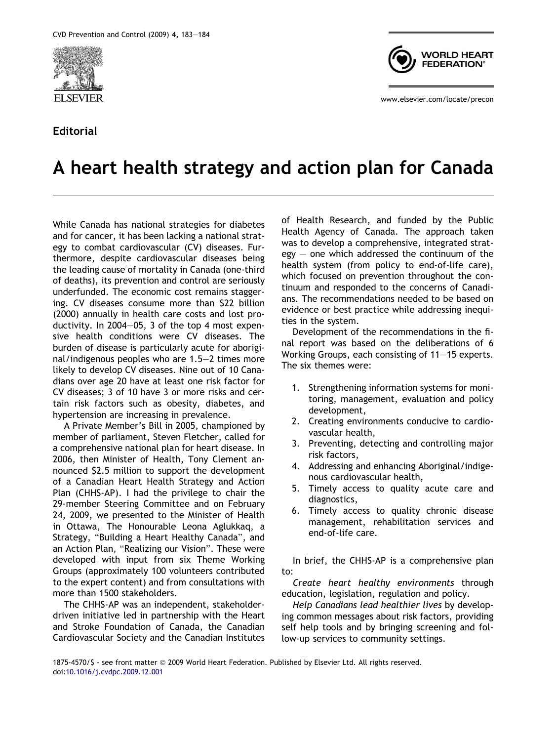Editorial

# A heart health strategy and action plan for Canada

While Canada has national strategies for diabetes and for cancer, it has been lacking a national strategy to combat cardiovascular (CV) diseases. Furthermore, despite cardiovascular diseases being the leading cause of mortality in Canada (one-third of deaths), its prevention and control are seriously underfunded. The economic cost remains staggering. CV diseases consume more than $22 billion (2000) annually in health care costs and lost productivity. In 2004–05, 3 of the top 4 most expensive health conditions were CV diseases. The burden of disease is particularly acute for aboriginal/indigenous peoples who are 1.5–2 times more likely to develop CV diseases. Nine out of 10 Canadians over age 20 have at least one risk factor for CV diseases; 3 of 10 have 3 or more risks and certain risk factors such as obesity, diabetes, and hypertension are increasing in prevalence.

A Private Member's Bill in 2005, championed by member of parliament, Steven Fletcher, called for a comprehensive national plan for heart disease. In 2006, then Minister of Health, Tony Clement announced $2.5 million to support the development of a Canadian Heart Health Strategy and Action Plan (CHHS-AP). I had the privilege to chair the 29-member Steering Committee and on February 24, 2009, we presented to the Minister of Health in Ottawa, The Honourable Leona Aglukkaq, a Strategy, "Building a Heart Healthy Canada", and an Action Plan, "Realizing our Vision". These were developed with input from six Theme Working Groups (approximately 100 volunteers contributed to the expert content) and from consultations with more than 1500 stakeholders.

The CHHS-AP was an independent, stakeholder-driven initiative led in partnership with the Heart and Stroke Foundation of Canada, the Canadian Cardiovascular Society and the Canadian Institutes of Health Research, and funded by the Public Health Agency of Canada. The approach taken was to develop a comprehensive, integrated strategy – one which addressed the continuum of the health system (from policy to end-of-life care), which focused on prevention throughout the continuum and responded to the concerns of Canadians. The recommendations needed to be based on evidence or best practice while addressing inequities in the system.

Development of the recommendations in the final report was based on the deliberations of 6 Working Groups, each consisting of 11–15 experts. The six themes were:

1. Strengthening information systems for monitoring, management, evaluation and policy development,
2. Creating environments conducive to cardiovascular health,
3. Preventing, detecting and controlling major risk factors,
4. Addressing and enhancing Aboriginal/indigenous cardiovascular health,
5. Timely access to quality acute care and diagnostics,
6. Timely access to quality chronic disease management, rehabilitation services and end-of-life care.

In brief, the CHHS-AP is a comprehensive plan to:

*Create heart healthy environments* through education, legislation, regulation and policy.

*Help Canadians lead healthier lives* by developing common messages about risk factors, providing self help tools and by bringing screening and follow-up services to community settings.

1875-4570/$ - see front matter © 2009 World Heart Federation. Published by Elsevier Ltd. All rights reserved.
doi:10.1016/j.cvdpc.2009.12.001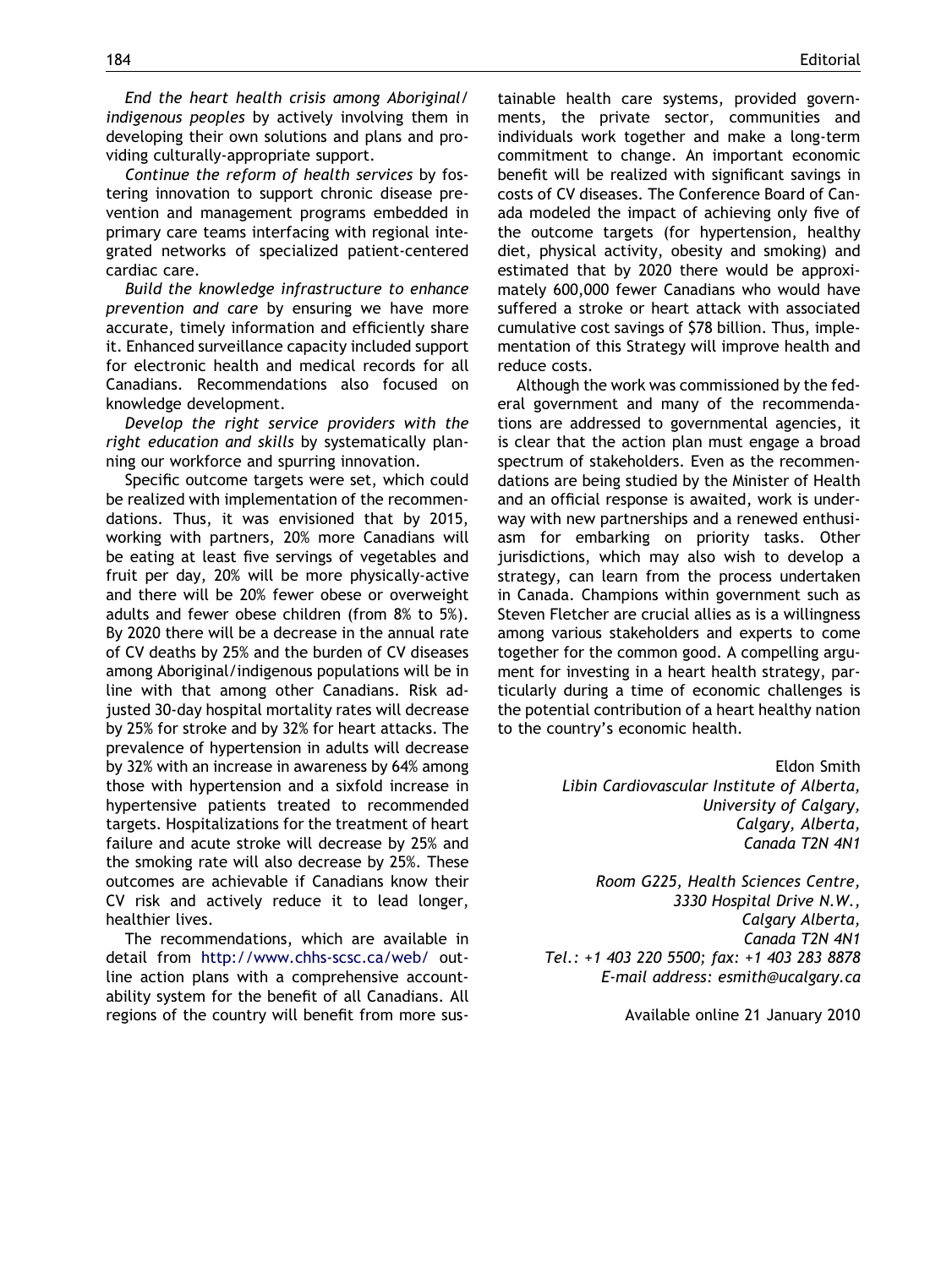*End the heart health crisis among Aboriginal/indigenous peoples* by actively involving them in developing their own solutions and plans and providing culturally-appropriate support.

*Continue the reform of health services* by fostering innovation to support chronic disease prevention and management programs embedded in primary care teams interfacing with regional integrated networks of specialized patient-centered cardiac care.

*Build the knowledge infrastructure to enhance prevention and care* by ensuring we have more accurate, timely information and efficiently share it. Enhanced surveillance capacity included support for electronic health and medical records for all Canadians. Recommendations also focused on knowledge development.

*Develop the right service providers with the right education and skills* by systematically planning our workforce and spurring innovation.

Specific outcome targets were set, which could be realized with implementation of the recommendations. Thus, it was envisioned that by 2015, working with partners, 20% more Canadians will be eating at least five servings of vegetables and fruit per day, 20% will be more physically-active and there will be 20% fewer obese or overweight adults and fewer obese children (from 8% to 5%). By 2020 there will be a decrease in the annual rate of CV deaths by 25% and the burden of CV diseases among Aboriginal/indigenous populations will be in line with that among other Canadians. Risk adjusted 30-day hospital mortality rates will decrease by 25% for stroke and by 32% for heart attacks. The prevalence of hypertension in adults will decrease by 32% with an increase in awareness by 64% among those with hypertension and a sixfold increase in hypertensive patients treated to recommended targets. Hospitalizations for the treatment of heart failure and acute stroke will decrease by 25% and the smoking rate will also decrease by 25%. These outcomes are achievable if Canadians know their CV risk and actively reduce it to lead longer, healthier lives.

The recommendations, which are available in detail from http://www.chhs-scsc.ca/web/ outline action plans with a comprehensive accountability system for the benefit of all Canadians. All regions of the country will benefit from more sustainable health care systems, provided governments, the private sector, communities and individuals work together and make a long-term commitment to change. An important economic benefit will be realized with significant savings in costs of CV diseases. The Conference Board of Canada modeled the impact of achieving only five of the outcome targets (for hypertension, healthy diet, physical activity, obesity and smoking) and estimated that by 2020 there would be approximately 600,000 fewer Canadians who would have suffered a stroke or heart attack with associated cumulative cost savings of $78 billion. Thus, implementation of this Strategy will improve health and reduce costs.

Although the work was commissioned by the federal government and many of the recommendations are addressed to governmental agencies, it is clear that the action plan must engage a broad spectrum of stakeholders. Even as the recommendations are being studied by the Minister of Health and an official response is awaited, work is underway with new partnerships and a renewed enthusiasm for embarking on priority tasks. Other jurisdictions, which may also wish to develop a strategy, can learn from the process undertaken in Canada. Champions within government such as Steven Fletcher are crucial allies as is a willingness among various stakeholders and experts to come together for the common good. A compelling argument for investing in a heart health strategy, particularly during a time of economic challenges is the potential contribution of a heart healthy nation to the country's economic health.

Eldon Smith
*Libin Cardiovascular Institute of Alberta,*
*University of Calgary,*
*Calgary, Alberta,*
*Canada T2N 4N1*

*Room G225, Health Sciences Centre,*
*3330 Hospital Drive N.W.,*
*Calgary Alberta,*
*Canada T2N 4N1*
*Tel.: +1 403 220 5500; fax: +1 403 283 8878*
*E-mail address: esmith@ucalgary.ca*

Available online 21 January 2010